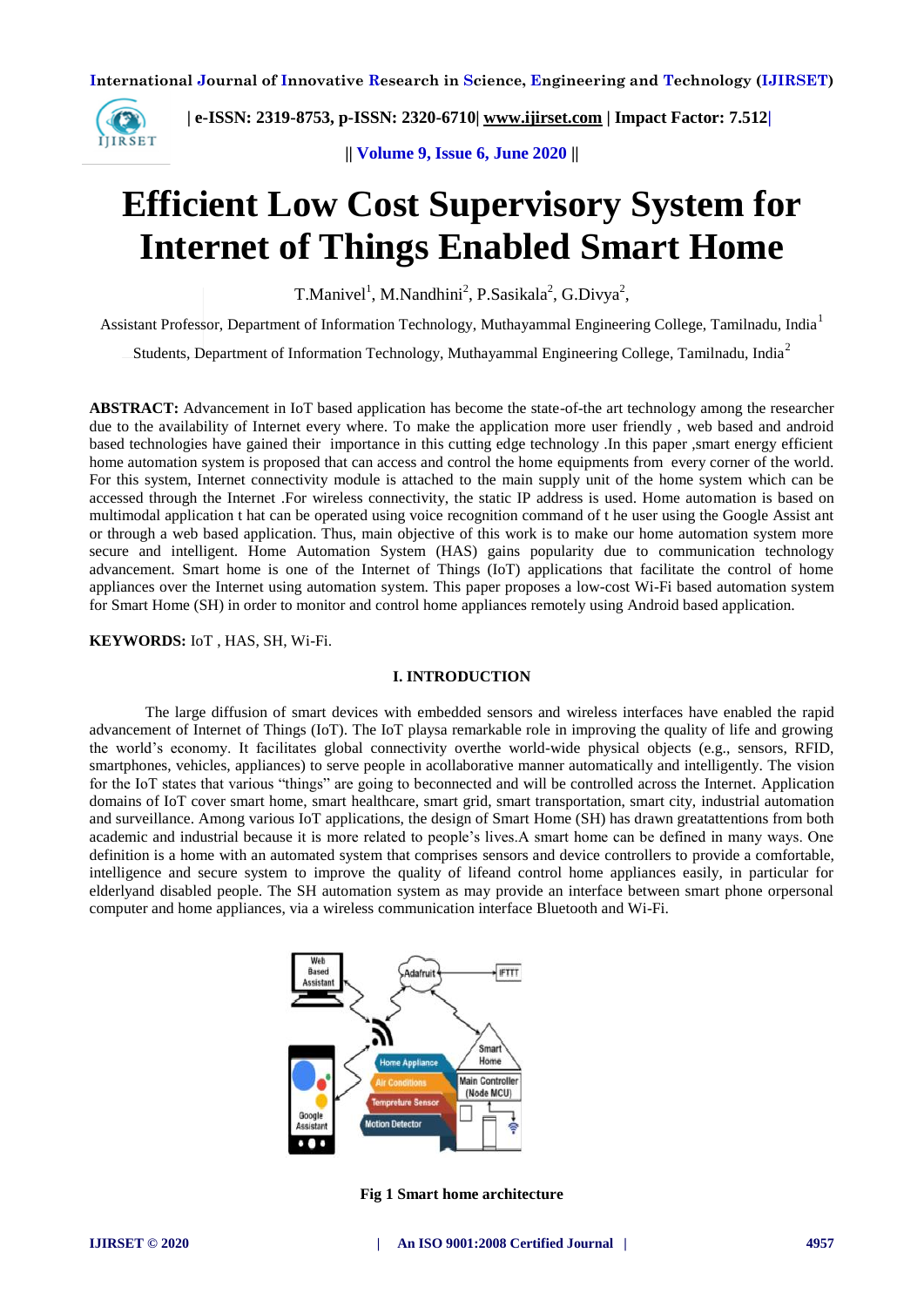# Efficient Low Cost Supervisory System for Internet of Things Enabled Smart Home

T.Manivel[1], M.Nandhini[2], P.Sasikala[2], G.Divya[2],

Assistant Professor, Department of Information Technology, Muthayammal Engineering College, Tamilnadu, India[1]

Students, Department of Information Technology, Muthayammal Engineering College, Tamilnadu, India[2]

**ABSTRACT:** Advancement in IoT based application has become the state-of-the art technology among the researcher due to the availability of Internet every where. To make the application more user friendly , web based and android based technologies have gained their importance in this cutting edge technology .In this paper ,smart energy efficient home automation system is proposed that can access and control the home equipments from every corner of the world. For this system, Internet connectivity module is attached to the main supply unit of the home system which can be accessed through the Internet .For wireless connectivity, the static IP address is used. Home automation is based on multimodal application t hat can be operated using voice recognition command of t he user using the Google Assist ant or through a web based application. Thus, main objective of this work is to make our home automation system more secure and intelligent. Home Automation System (HAS) gains popularity due to communication technology advancement. Smart home is one of the Internet of Things (IoT) applications that facilitate the control of home appliances over the Internet using automation system. This paper proposes a low-cost Wi-Fi based automation system for Smart Home (SH) in order to monitor and control home appliances remotely using Android based application.

**KEYWORDS:** IoT , HAS, SH, Wi-Fi.

## I. INTRODUCTION

The large diffusion of smart devices with embedded sensors and wireless interfaces have enabled the rapid advancement of Internet of Things (IoT). The IoT playsa remarkable role in improving the quality of life and growing the world's economy. It facilitates global connectivity overthe world-wide physical objects (e.g., sensors, RFID, smartphones, vehicles, appliances) to serve people in acollaborative manner automatically and intelligently. The vision for the IoT states that various "things" are going to beconnected and will be controlled across the Internet. Application domains of IoT cover smart home, smart healthcare, smart grid, smart transportation, smart city, industrial automation and surveillance. Among various IoT applications, the design of Smart Home (SH) has drawn greatattentions from both academic and industrial because it is more related to people's lives.A smart home can be defined in many ways. One definition is a home with an automated system that comprises sensors and device controllers to provide a comfortable, intelligence and secure system to improve the quality of lifeand control home appliances easily, in particular for elderlyand disabled people. The SH automation system as may provide an interface between smart phone orpersonal computer and home appliances, via a wireless communication interface Bluetooth and Wi-Fi.

**Fig 1 Smart home architecture**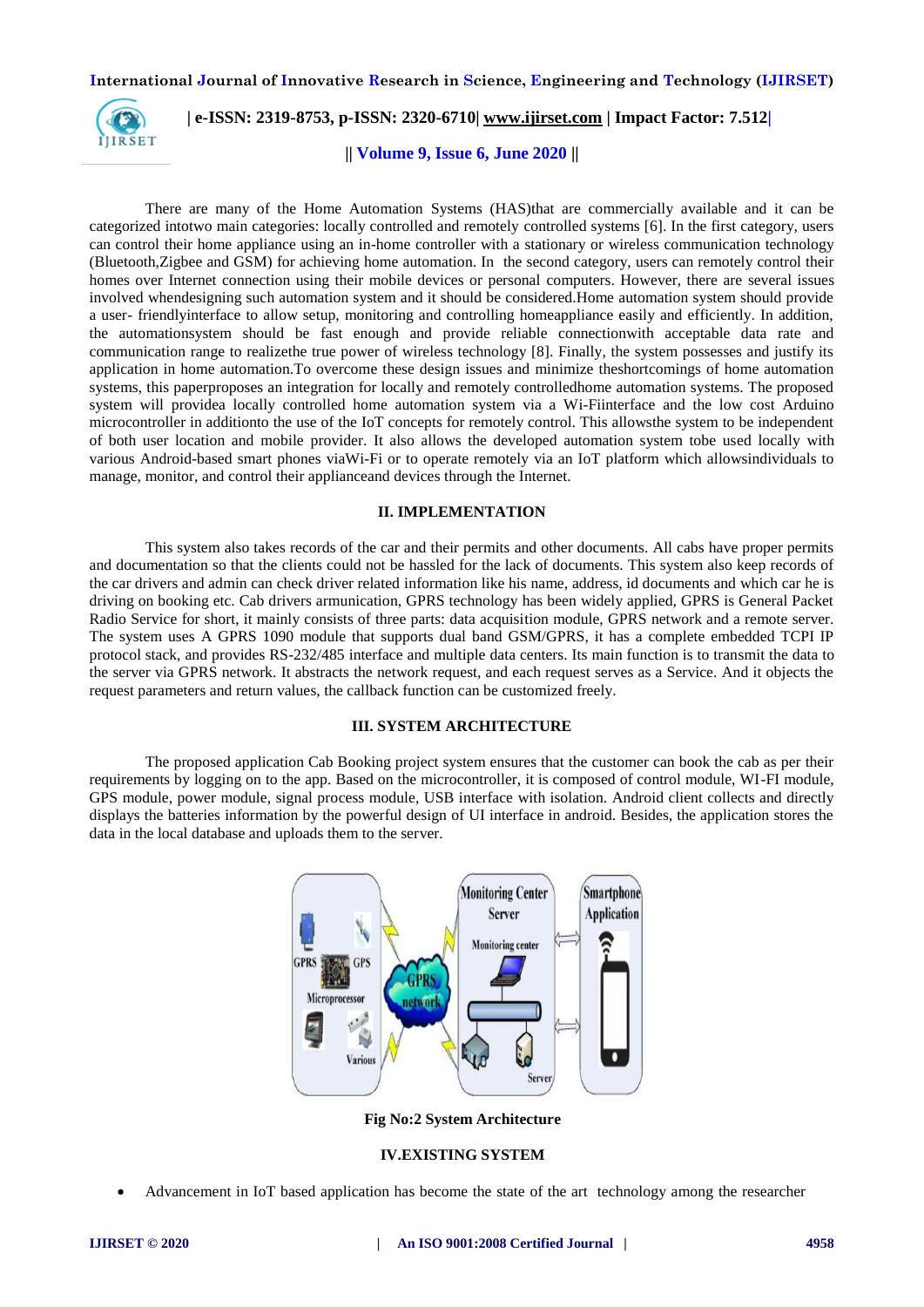There are many of the Home Automation Systems (HAS)that are commercially available and it can be categorized intotwo main categories: locally controlled and remotely controlled systems [6]. In the first category, users can control their home appliance using an in-home controller with a stationary or wireless communication technology (Bluetooth,Zigbee and GSM) for achieving home automation. In the second category, users can remotely control their homes over Internet connection using their mobile devices or personal computers. However, there are several issues involved whendesigning such automation system and it should be considered.Home automation system should provide a user- friendlyinterface to allow setup, monitoring and controlling homeappliance easily and efficiently. In addition, the automationsystem should be fast enough and provide reliable connectionwith acceptable data rate and communication range to realizethe true power of wireless technology [8]. Finally, the system possesses and justify its application in home automation.To overcome these design issues and minimize theshortcomings of home automation systems, this paperproposes an integration for locally and remotely controlledhome automation systems. The proposed system will providea locally controlled home automation system via a Wi-Fiinterface and the low cost Arduino microcontroller in additionto the use of the IoT concepts for remotely control. This allowsthe system to be independent of both user location and mobile provider. It also allows the developed automation system tobe used locally with various Android-based smart phones viaWi-Fi or to operate remotely via an IoT platform which allowsindividuals to manage, monitor, and control their applianceand devices through the Internet.

## II. IMPLEMENTATION

This system also takes records of the car and their permits and other documents. All cabs have proper permits and documentation so that the clients could not be hassled for the lack of documents. This system also keep records of the car drivers and admin can check driver related information like his name, address, id documents and which car he is driving on booking etc. Cab drivers armunication, GPRS technology has been widely applied, GPRS is General Packet Radio Service for short, it mainly consists of three parts: data acquisition module, GPRS network and a remote server. The system uses A GPRS 1090 module that supports dual band GSM/GPRS, it has a complete embedded TCPI IP protocol stack, and provides RS-232/485 interface and multiple data centers. Its main function is to transmit the data to the server via GPRS network. It abstracts the network request, and each request serves as a Service. And it objects the request parameters and return values, the callback function can be customized freely.

## III. SYSTEM ARCHITECTURE

The proposed application Cab Booking project system ensures that the customer can book the cab as per their requirements by logging on to the app. Based on the microcontroller, it is composed of control module, WI-FI module, GPS module, power module, signal process module, USB interface with isolation. Android client collects and directly displays the batteries information by the powerful design of UI interface in android. Besides, the application stores the data in the local database and uploads them to the server.

**Fig No:2 System Architecture**

## IV.EXISTING SYSTEM

- Advancement in IoT based application has become the state of the art technology among the researcher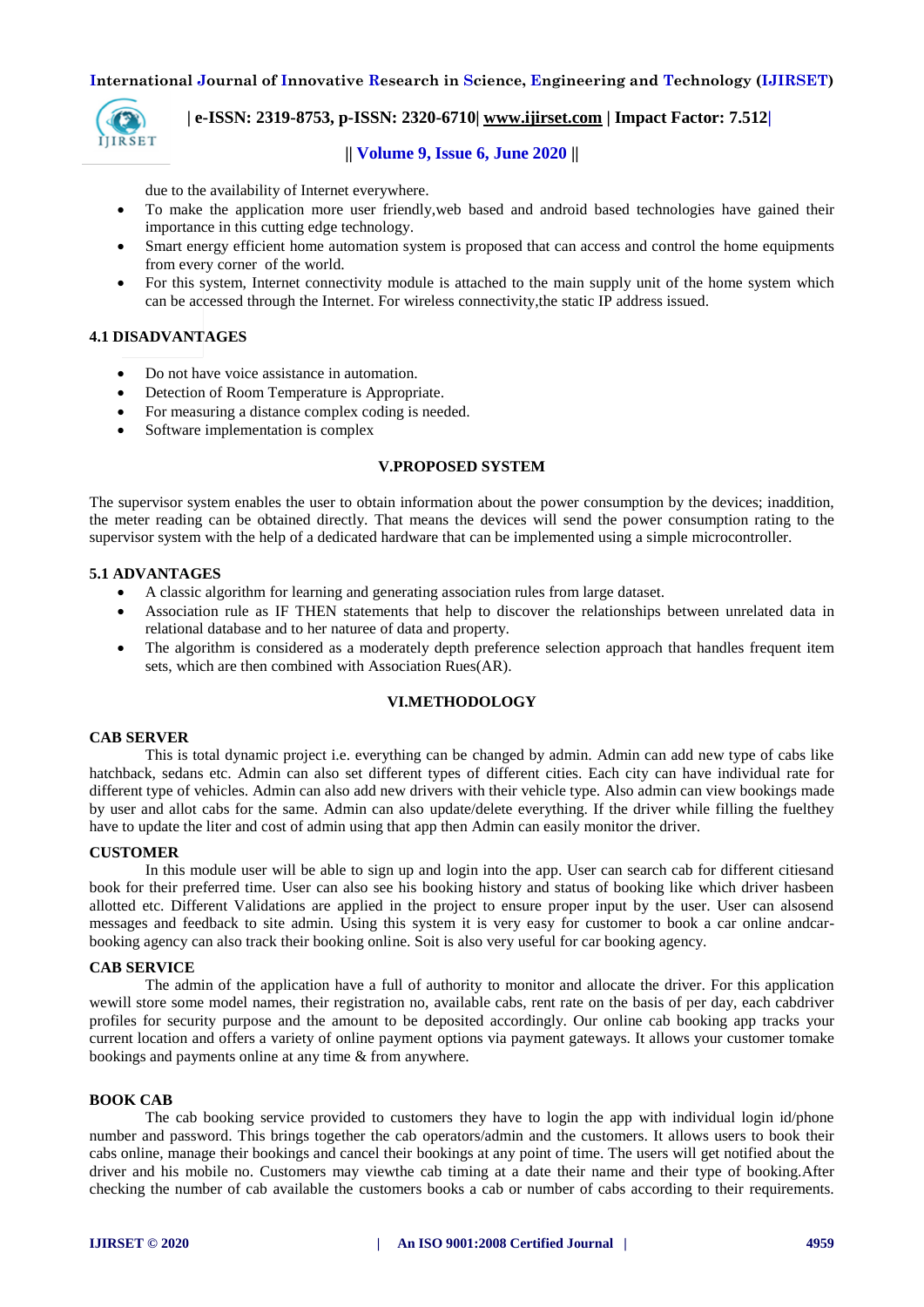due to the availability of Internet everywhere.

- To make the application more user friendly,web based and android based technologies have gained their importance in this cutting edge technology.
- Smart energy efficient home automation system is proposed that can access and control the home equipments from every corner of the world.
- For this system, Internet connectivity module is attached to the main supply unit of the home system which can be accessed through the Internet. For wireless connectivity,the static IP address issued.

### 4.1 DISADVANTAGES

- Do not have voice assistance in automation.
- Detection of Room Temperature is Appropriate.
- For measuring a distance complex coding is needed.
- Software implementation is complex

## V.PROPOSED SYSTEM

The supervisor system enables the user to obtain information about the power consumption by the devices; inaddition, the meter reading can be obtained directly. That means the devices will send the power consumption rating to the supervisor system with the help of a dedicated hardware that can be implemented using a simple microcontroller.

### 5.1 ADVANTAGES

- A classic algorithm for learning and generating association rules from large dataset.
- Association rule as IF THEN statements that help to discover the relationships between unrelated data in relational database and to her naturee of data and property.
- The algorithm is considered as a moderately depth preference selection approach that handles frequent item sets, which are then combined with Association Rues(AR).

## VI.METHODOLOGY

### CAB SERVER

This is total dynamic project i.e. everything can be changed by admin. Admin can add new type of cabs like hatchback, sedans etc. Admin can also set different types of different cities. Each city can have individual rate for different type of vehicles. Admin can also add new drivers with their vehicle type. Also admin can view bookings made by user and allot cabs for the same. Admin can also update/delete everything. If the driver while filling the fuelthey have to update the liter and cost of admin using that app then Admin can easily monitor the driver.

### CUSTOMER

In this module user will be able to sign up and login into the app. User can search cab for different citiesand book for their preferred time. User can also see his booking history and status of booking like which driver hasbeen allotted etc. Different Validations are applied in the project to ensure proper input by the user. User can alsosend messages and feedback to site admin. Using this system it is very easy for customer to book a car online andcar-booking agency can also track their booking online. Soit is also very useful for car booking agency.

### CAB SERVICE

The admin of the application have a full of authority to monitor and allocate the driver. For this application wewill store some model names, their registration no, available cabs, rent rate on the basis of per day, each cabdriver profiles for security purpose and the amount to be deposited accordingly. Our online cab booking app tracks your current location and offers a variety of online payment options via payment gateways. It allows your customer tomake bookings and payments online at any time & from anywhere.

### BOOK CAB

The cab booking service provided to customers they have to login the app with individual login id/phone number and password. This brings together the cab operators/admin and the customers. It allows users to book their cabs online, manage their bookings and cancel their bookings at any point of time. The users will get notified about the driver and his mobile no. Customers may viewthe cab timing at a date their name and their type of booking.After checking the number of cab available the customers books a cab or number of cabs according to their requirements.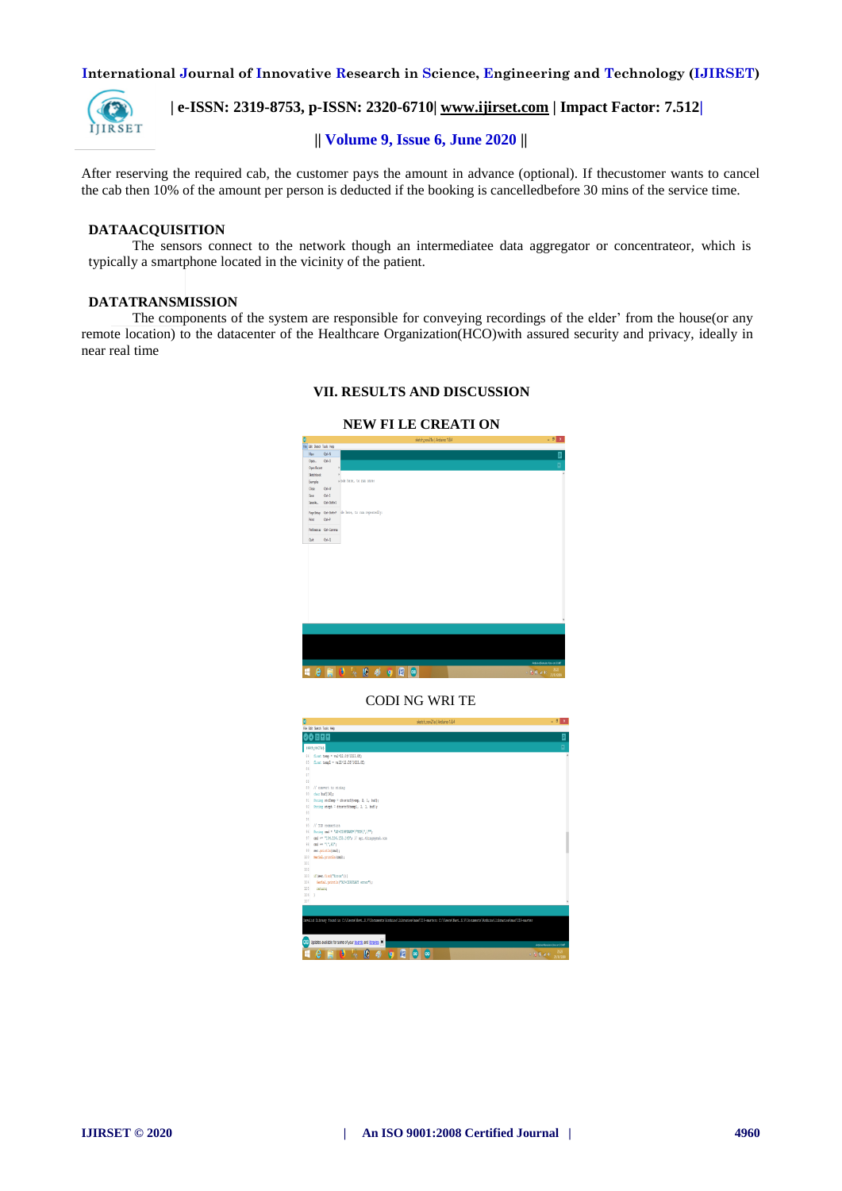After reserving the required cab, the customer pays the amount in advance (optional). If thecustomer wants to cancel the cab then 10% of the amount per person is deducted if the booking is cancelledbefore 30 mins of the service time.

**DATAACQUISITION**

The sensors connect to the network though an intermediatee data aggregator or concentrateor, which is typically a smartphone located in the vicinity of the patient.

**DATATRANSMISSION**

The components of the system are responsible for conveying recordings of the elder' from the house(or any remote location) to the datacenter of the Healthcare Organization(HCO)with assured security and privacy, ideally in near real time

## VII. RESULTS AND DISCUSSION

**NEW FI LE CREATI ON**

CODI NG WRI TE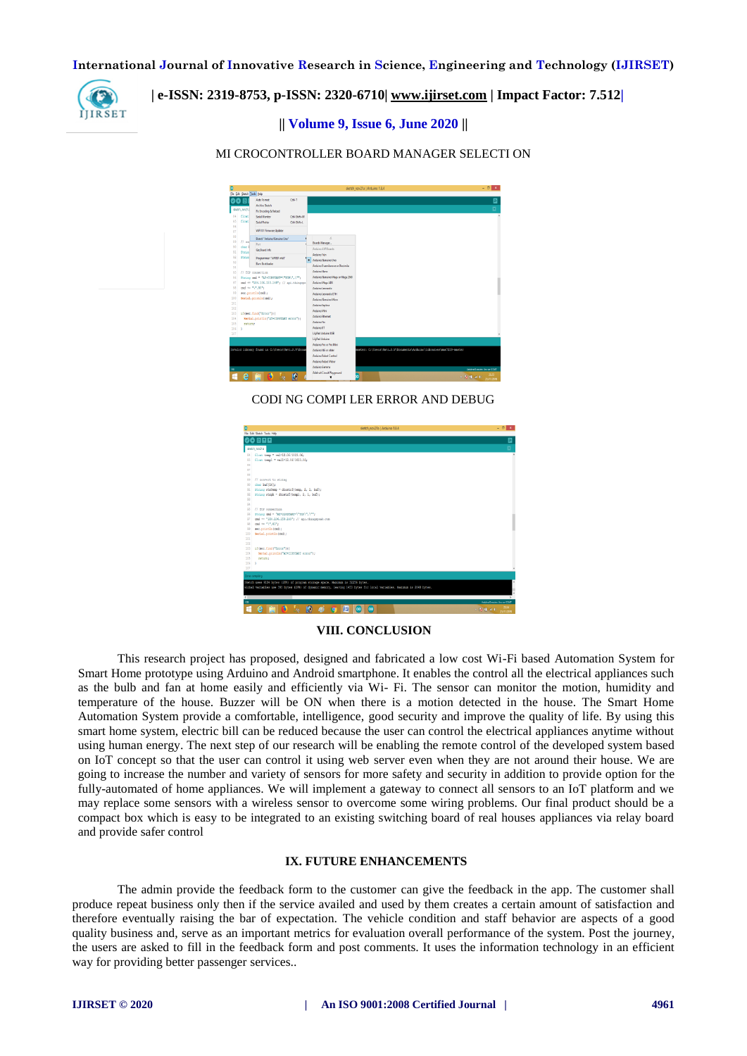MI CROCONTROLLER BOARD MANAGER SELECTI ON

CODI NG COMPI LER ERROR AND DEBUG

## VIII. CONCLUSION

This research project has proposed, designed and fabricated a low cost Wi-Fi based Automation System for Smart Home prototype using Arduino and Android smartphone. It enables the control all the electrical appliances such as the bulb and fan at home easily and efficiently via Wi- Fi. The sensor can monitor the motion, humidity and temperature of the house. Buzzer will be ON when there is a motion detected in the house. The Smart Home Automation System provide a comfortable, intelligence, good security and improve the quality of life. By using this smart home system, electric bill can be reduced because the user can control the electrical appliances anytime without using human energy. The next step of our research will be enabling the remote control of the developed system based on IoT concept so that the user can control it using web server even when they are not around their house. We are going to increase the number and variety of sensors for more safety and security in addition to provide option for the fully-automated of home appliances. We will implement a gateway to connect all sensors to an IoT platform and we may replace some sensors with a wireless sensor to overcome some wiring problems. Our final product should be a compact box which is easy to be integrated to an existing switching board of real houses appliances via relay board and provide safer control

## IX. FUTURE ENHANCEMENTS

The admin provide the feedback form to the customer can give the feedback in the app. The customer shall produce repeat business only then if the service availed and used by them creates a certain amount of satisfaction and therefore eventually raising the bar of expectation. The vehicle condition and staff behavior are aspects of a good quality business and, serve as an important metrics for evaluation overall performance of the system. Post the journey, the users are asked to fill in the feedback form and post comments. It uses the information technology in an efficient way for providing better passenger services..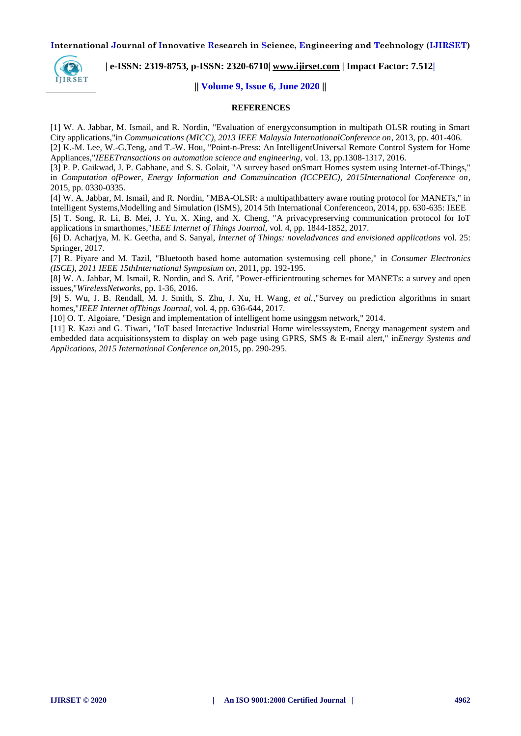#### REFERENCES

[1] W. A. Jabbar, M. Ismail, and R. Nordin, "Evaluation of energyconsumption in multipath OLSR routing in Smart City applications,"in *Communications (MICC), 2013 IEEE Malaysia InternationalConference on*, 2013, pp. 401-406.
[2] K.-M. Lee, W.-G.Teng, and T.-W. Hou, "Point-n-Press: An IntelligentUniversal Remote Control System for Home Appliances,"*IEEETransactions on automation science and engineering,* vol. 13, pp.1308-1317, 2016.
[3] P. P. Gaikwad, J. P. Gabhane, and S. S. Golait, "A survey based onSmart Homes system using Internet-of-Things," in *Computation ofPower, Energy Information and Commuincation (ICCPEIC), 2015International Conference on*, 2015, pp. 0330-0335.
[4] W. A. Jabbar, M. Ismail, and R. Nordin, "MBA-OLSR: a multipathbattery aware routing protocol for MANETs," in Intelligent Systems,Modelling and Simulation (ISMS), 2014 5th International Conferenceon, 2014, pp. 630-635: IEEE
[5] T. Song, R. Li, B. Mei, J. Yu, X. Xing, and X. Cheng, "A privacypreserving communication protocol for IoT applications in smarthomes,"*IEEE Internet of Things Journal*, vol. 4, pp. 1844-1852, 2017.
[6] D. Acharjya, M. K. Geetha, and S. Sanyal, *Internet of Things: noveladvances and envisioned applications* vol. 25: Springer, 2017.
[7] R. Piyare and M. Tazil, "Bluetooth based home automation systemusing cell phone," in *Consumer Electronics (ISCE), 2011 IEEE 15thInternational Symposium on*, 2011, pp. 192-195.
[8] W. A. Jabbar, M. Ismail, R. Nordin, and S. Arif, "Power-efficientrouting schemes for MANETs: a survey and open issues,"*WirelessNetworks,* pp. 1-36, 2016.
[9] S. Wu, J. B. Rendall, M. J. Smith, S. Zhu, J. Xu, H. Wang, *et al.*,"Survey on prediction algorithms in smart homes,"*IEEE Internet ofThings Journal,* vol. 4, pp. 636-644, 2017.
[10] O. T. Algoiare, "Design and implementation of intelligent home usinggsm network," 2014.
[11] R. Kazi and G. Tiwari, "IoT based Interactive Industrial Home wirelesssystem, Energy management system and embedded data acquisitionsystem to display on web page using GPRS, SMS & E-mail alert," in*Energy Systems and Applications, 2015 International Conference on*,2015, pp. 290-295.